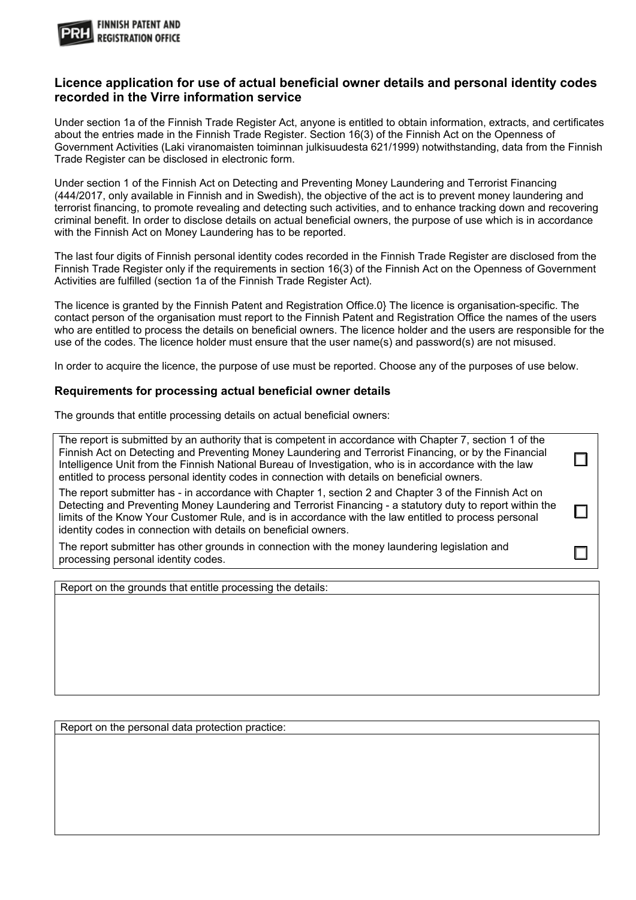FINNISH PATENT AND REGISTRATION OFFICE

## Licence application for use of actual beneficial owner details and personal identity codes recorded in the Virre information service

Under section 1a of the Finnish Trade Register Act, anyone is entitled to obtain information, extracts, and certificates about the entries made in the Finnish Trade Register. Section 16(3) of the Finnish Act on the Openness of Government Activities (Laki viranomaisten toiminnan julkisuudesta 621/1999) notwithstanding, data from the Finnish Trade Register can be disclosed in electronic form.

Under section 1 of the Finnish Act on Detecting and Preventing Money Laundering and Terrorist Financing (444/2017, only available in Finnish and in Swedish), the objective of the act is to prevent money laundering and terrorist financing, to promote revealing and detecting such activities, and to enhance tracking down and recovering criminal benefit. In order to disclose details on actual beneficial owners, the purpose of use which is in accordance with the Finnish Act on Money Laundering has to be reported.

The last four digits of Finnish personal identity codes recorded in the Finnish Trade Register are disclosed from the Finnish Trade Register only if the requirements in section 16(3) of the Finnish Act on the Openness of Government Activities are fulfilled (section 1a of the Finnish Trade Register Act).

The licence is granted by the Finnish Patent and Registration Office.0} The licence is organisation-specific. The contact person of the organisation must report to the Finnish Patent and Registration Office the names of the users who are entitled to process the details on beneficial owners. The licence holder and the users are responsible for the use of the codes. The licence holder must ensure that the user name(s) and password(s) are not misused.

In order to acquire the licence, the purpose of use must be reported. Choose any of the purposes of use below.

### Requirements for processing actual beneficial owner details

The grounds that entitle processing details on actual beneficial owners:

| | |
|---|---|
| The report is submitted by an authority that is competent in accordance with Chapter 7, section 1 of the Finnish Act on Detecting and Preventing Money Laundering and Terrorist Financing, or by the Financial Intelligence Unit from the Finnish National Bureau of Investigation, who is in accordance with the law entitled to process personal identity codes in connection with details on beneficial owners. | ☐ |
| The report submitter has - in accordance with Chapter 1, section 2 and Chapter 3 of the Finnish Act on Detecting and Preventing Money Laundering and Terrorist Financing - a statutory duty to report within the limits of the Know Your Customer Rule, and is in accordance with the law entitled to process personal identity codes in connection with details on beneficial owners. | ☐ |
| The report submitter has other grounds in connection with the money laundering legislation and processing personal identity codes. | ☐ |

| Report on the grounds that entitle processing the details: |
|---|
| |

| Report on the personal data protection practice: |
|---|
| |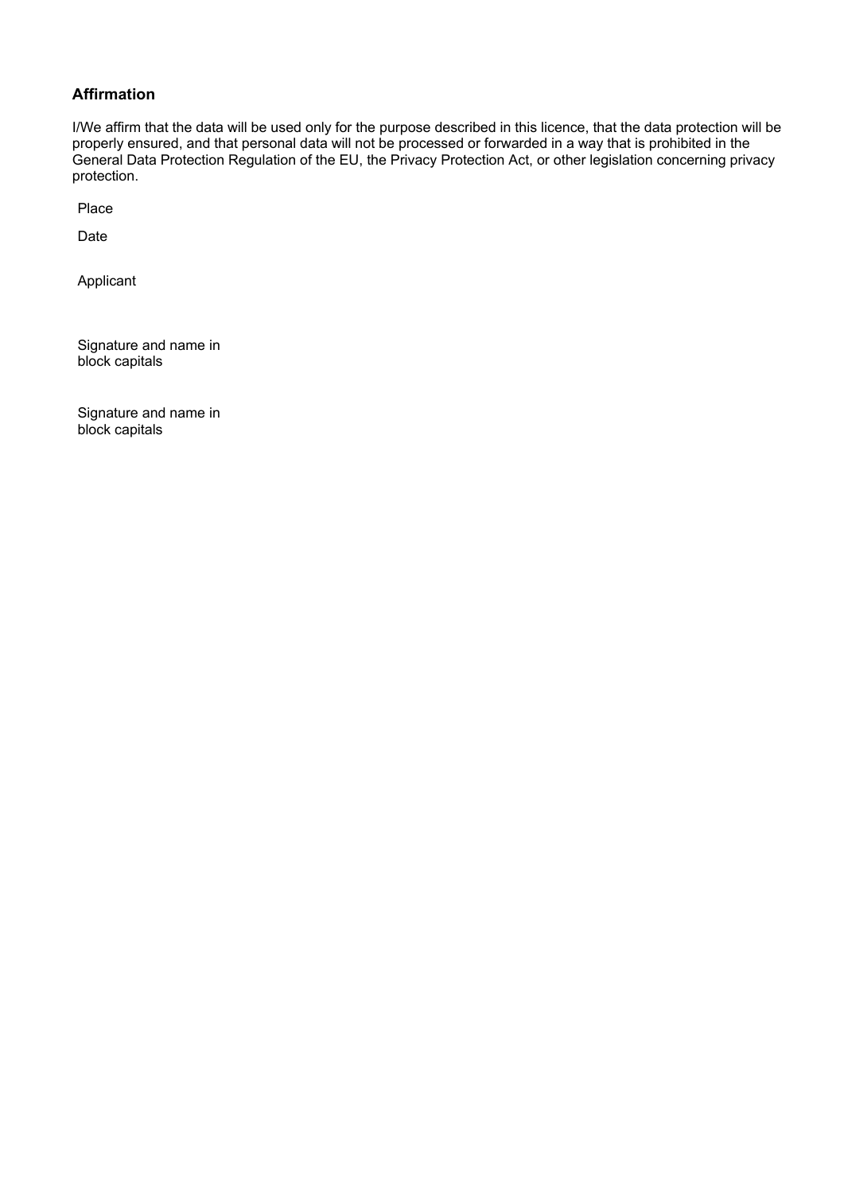### Affirmation

I/We affirm that the data will be used only for the purpose described in this licence, that the data protection will be properly ensured, and that personal data will not be processed or forwarded in a way that is prohibited in the General Data Protection Regulation of the EU, the Privacy Protection Act, or other legislation concerning privacy protection.

Place

Date

Applicant

Signature and name in block capitals

Signature and name in block capitals